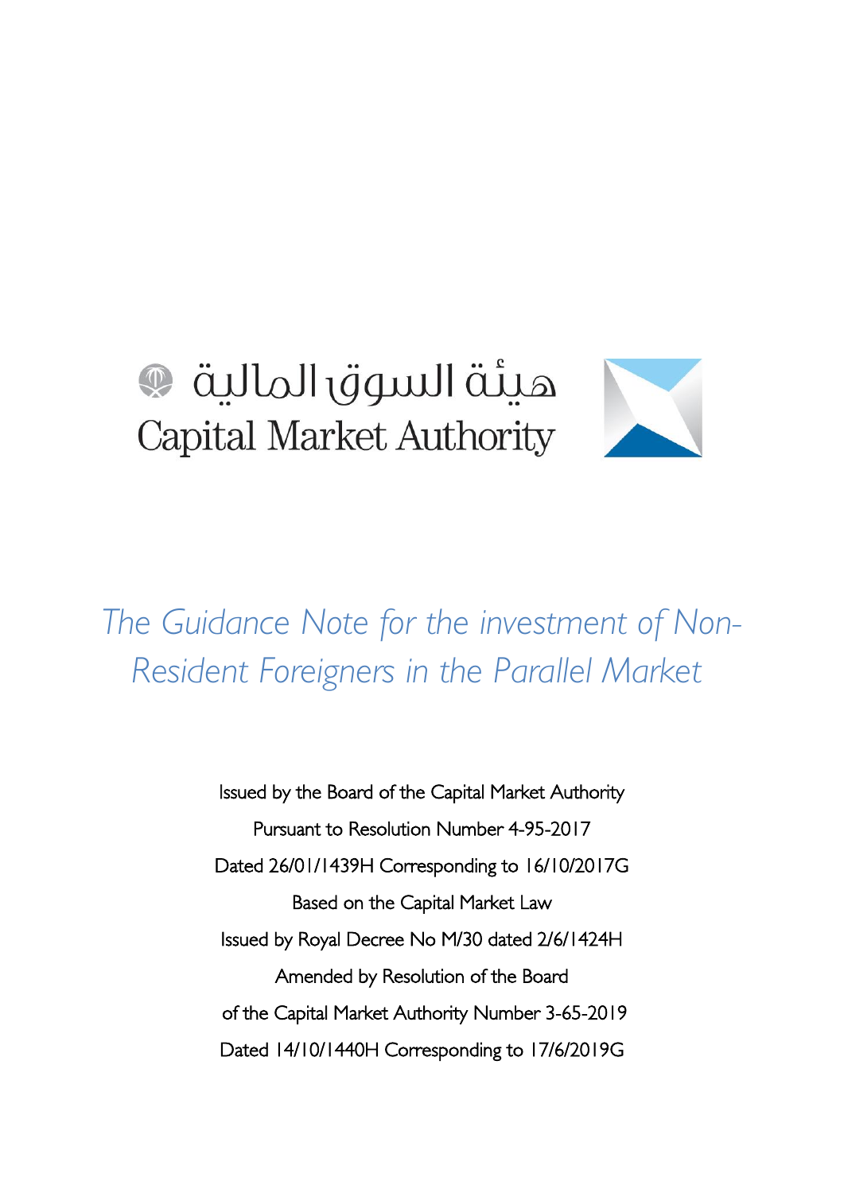هيئة السوق المالية
Capital Market Authority

# The Guidance Note for the investment of Non-Resident Foreigners in the Parallel Market

Issued by the Board of the Capital Market Authority

Pursuant to Resolution Number 4-95-2017

Dated 26/01/1439H Corresponding to 16/10/2017G

Based on the Capital Market Law

Issued by Royal Decree No M/30 dated 2/6/1424H

Amended by Resolution of the Board

of the Capital Market Authority Number 3-65-2019

Dated 14/10/1440H Corresponding to 17/6/2019G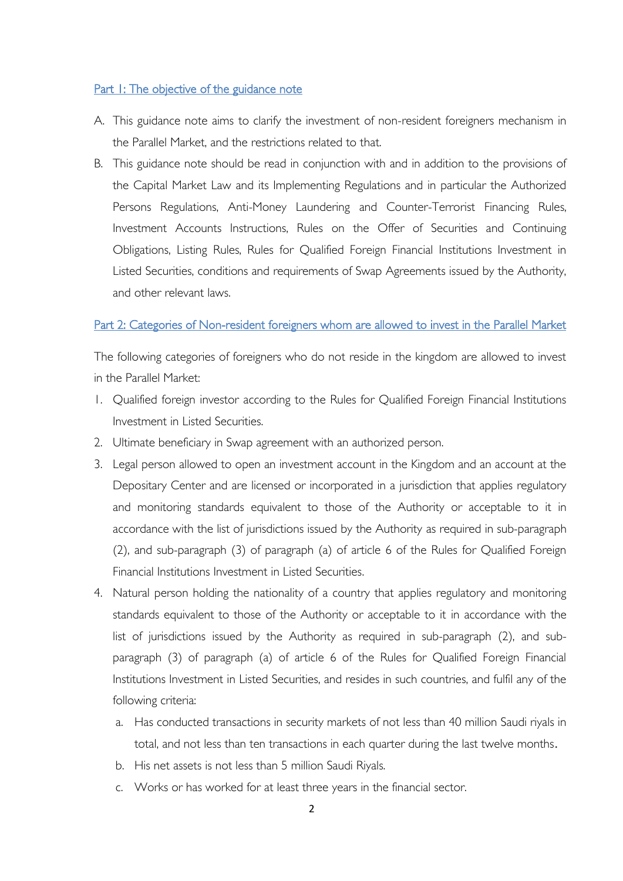## Part 1: The objective of the guidance note

A. This guidance note aims to clarify the investment of non-resident foreigners mechanism in the Parallel Market, and the restrictions related to that.

B. This guidance note should be read in conjunction with and in addition to the provisions of the Capital Market Law and its Implementing Regulations and in particular the Authorized Persons Regulations, Anti-Money Laundering and Counter-Terrorist Financing Rules, Investment Accounts Instructions, Rules on the Offer of Securities and Continuing Obligations, Listing Rules, Rules for Qualified Foreign Financial Institutions Investment in Listed Securities, conditions and requirements of Swap Agreements issued by the Authority, and other relevant laws.

## Part 2: Categories of Non-resident foreigners whom are allowed to invest in the Parallel Market

The following categories of foreigners who do not reside in the kingdom are allowed to invest in the Parallel Market:

1. Qualified foreign investor according to the Rules for Qualified Foreign Financial Institutions Investment in Listed Securities.
2. Ultimate beneficiary in Swap agreement with an authorized person.
3. Legal person allowed to open an investment account in the Kingdom and an account at the Depositary Center and are licensed or incorporated in a jurisdiction that applies regulatory and monitoring standards equivalent to those of the Authority or acceptable to it in accordance with the list of jurisdictions issued by the Authority as required in sub-paragraph (2), and sub-paragraph (3) of paragraph (a) of article 6 of the Rules for Qualified Foreign Financial Institutions Investment in Listed Securities.
4. Natural person holding the nationality of a country that applies regulatory and monitoring standards equivalent to those of the Authority or acceptable to it in accordance with the list of jurisdictions issued by the Authority as required in sub-paragraph (2), and sub-paragraph (3) of paragraph (a) of article 6 of the Rules for Qualified Foreign Financial Institutions Investment in Listed Securities, and resides in such countries, and fulfil any of the following criteria:
   a. Has conducted transactions in security markets of not less than 40 million Saudi riyals in total, and not less than ten transactions in each quarter during the last twelve months.
   b. His net assets is not less than 5 million Saudi Riyals.
   c. Works or has worked for at least three years in the financial sector.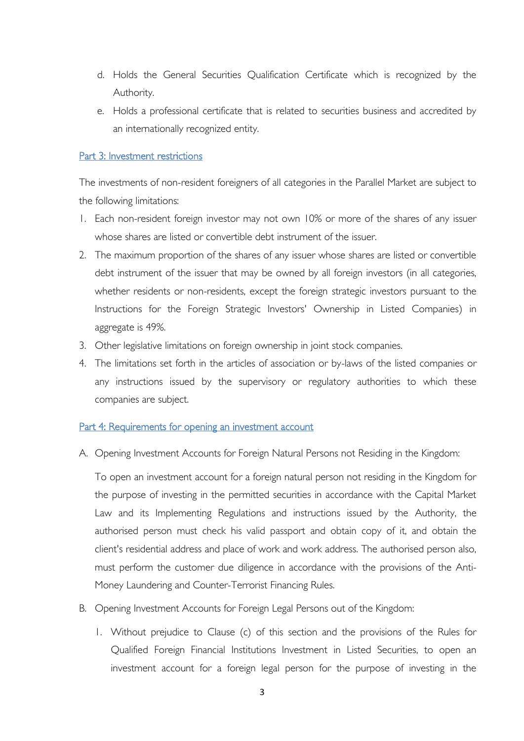d. Holds the General Securities Qualification Certificate which is recognized by the Authority.
e. Holds a professional certificate that is related to securities business and accredited by an internationally recognized entity.

## Part 3: Investment restrictions

The investments of non-resident foreigners of all categories in the Parallel Market are subject to the following limitations:

1. Each non-resident foreign investor may not own 10% or more of the shares of any issuer whose shares are listed or convertible debt instrument of the issuer.
2. The maximum proportion of the shares of any issuer whose shares are listed or convertible debt instrument of the issuer that may be owned by all foreign investors (in all categories, whether residents or non-residents, except the foreign strategic investors pursuant to the Instructions for the Foreign Strategic Investors' Ownership in Listed Companies) in aggregate is 49%.
3. Other legislative limitations on foreign ownership in joint stock companies.
4. The limitations set forth in the articles of association or by-laws of the listed companies or any instructions issued by the supervisory or regulatory authorities to which these companies are subject.

## Part 4: Requirements for opening an investment account

A. Opening Investment Accounts for Foreign Natural Persons not Residing in the Kingdom:

   To open an investment account for a foreign natural person not residing in the Kingdom for the purpose of investing in the permitted securities in accordance with the Capital Market Law and its Implementing Regulations and instructions issued by the Authority, the authorised person must check his valid passport and obtain copy of it, and obtain the client's residential address and place of work and work address. The authorised person also, must perform the customer due diligence in accordance with the provisions of the Anti-Money Laundering and Counter-Terrorist Financing Rules.

B. Opening Investment Accounts for Foreign Legal Persons out of the Kingdom:

   1. Without prejudice to Clause (c) of this section and the provisions of the Rules for Qualified Foreign Financial Institutions Investment in Listed Securities, to open an investment account for a foreign legal person for the purpose of investing in the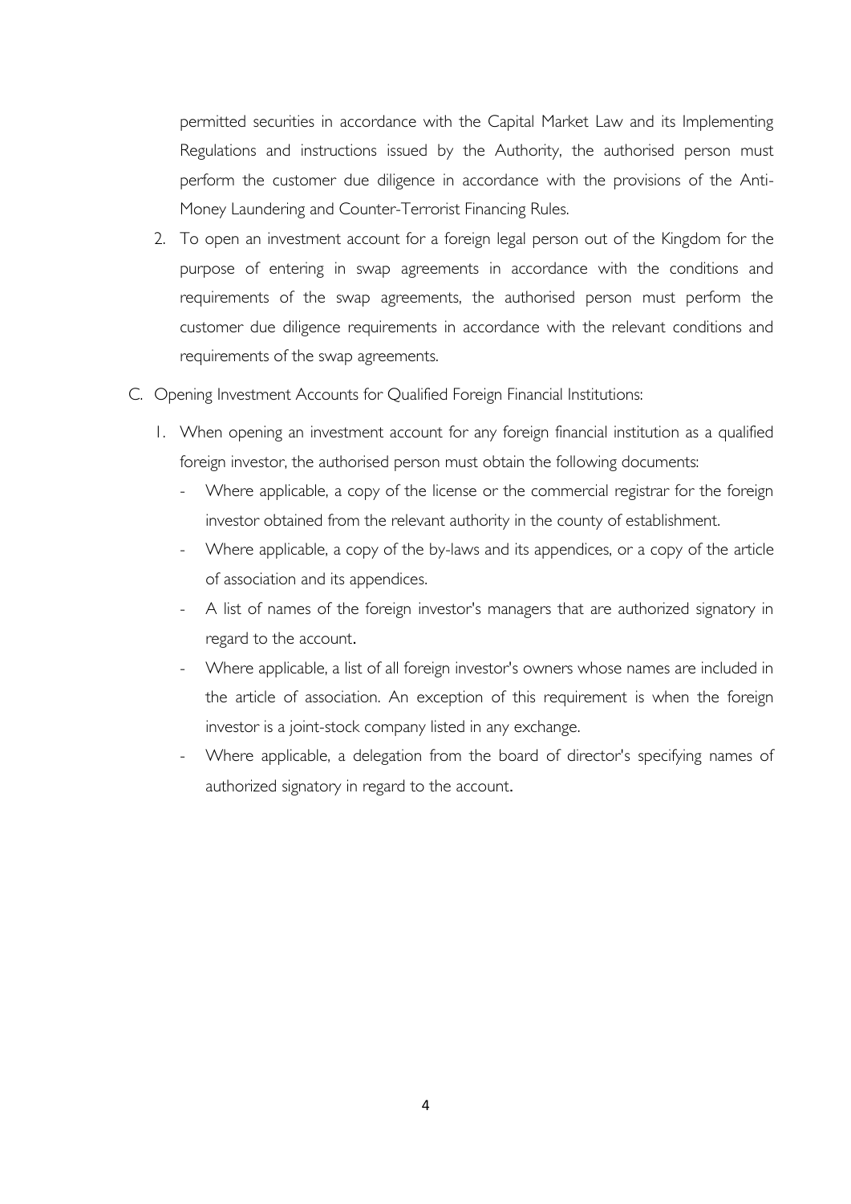permitted securities in accordance with the Capital Market Law and its Implementing Regulations and instructions issued by the Authority, the authorised person must perform the customer due diligence in accordance with the provisions of the Anti-Money Laundering and Counter-Terrorist Financing Rules.

2. To open an investment account for a foreign legal person out of the Kingdom for the purpose of entering in swap agreements in accordance with the conditions and requirements of the swap agreements, the authorised person must perform the customer due diligence requirements in accordance with the relevant conditions and requirements of the swap agreements.

C. Opening Investment Accounts for Qualified Foreign Financial Institutions:

1. When opening an investment account for any foreign financial institution as a qualified foreign investor, the authorised person must obtain the following documents:
   - Where applicable, a copy of the license or the commercial registrar for the foreign investor obtained from the relevant authority in the county of establishment.
   - Where applicable, a copy of the by-laws and its appendices, or a copy of the article of association and its appendices.
   - A list of names of the foreign investor's managers that are authorized signatory in regard to the account.
   - Where applicable, a list of all foreign investor's owners whose names are included in the article of association. An exception of this requirement is when the foreign investor is a joint-stock company listed in any exchange.
   - Where applicable, a delegation from the board of director's specifying names of authorized signatory in regard to the account.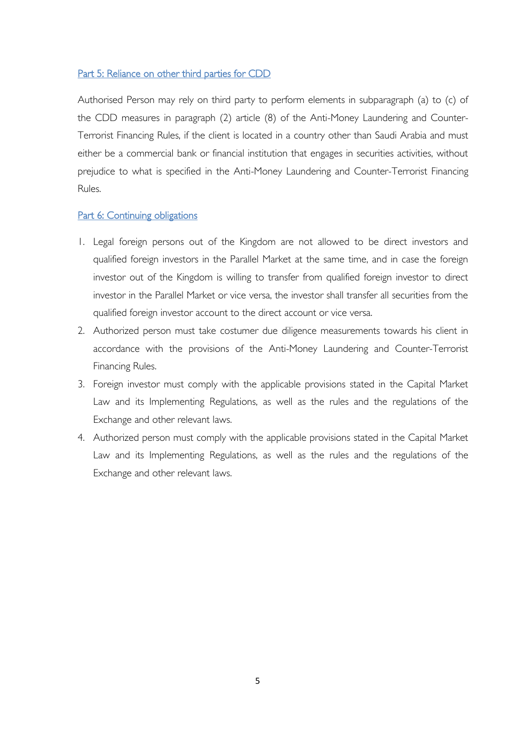## Part 5: Reliance on other third parties for CDD

Authorised Person may rely on third party to perform elements in subparagraph (a) to (c) of the CDD measures in paragraph (2) article (8) of the Anti-Money Laundering and Counter-Terrorist Financing Rules, if the client is located in a country other than Saudi Arabia and must either be a commercial bank or financial institution that engages in securities activities, without prejudice to what is specified in the Anti-Money Laundering and Counter-Terrorist Financing Rules.

## Part 6: Continuing obligations

1. Legal foreign persons out of the Kingdom are not allowed to be direct investors and qualified foreign investors in the Parallel Market at the same time, and in case the foreign investor out of the Kingdom is willing to transfer from qualified foreign investor to direct investor in the Parallel Market or vice versa, the investor shall transfer all securities from the qualified foreign investor account to the direct account or vice versa.
2. Authorized person must take costumer due diligence measurements towards his client in accordance with the provisions of the Anti-Money Laundering and Counter-Terrorist Financing Rules.
3. Foreign investor must comply with the applicable provisions stated in the Capital Market Law and its Implementing Regulations, as well as the rules and the regulations of the Exchange and other relevant laws.
4. Authorized person must comply with the applicable provisions stated in the Capital Market Law and its Implementing Regulations, as well as the rules and the regulations of the Exchange and other relevant laws.